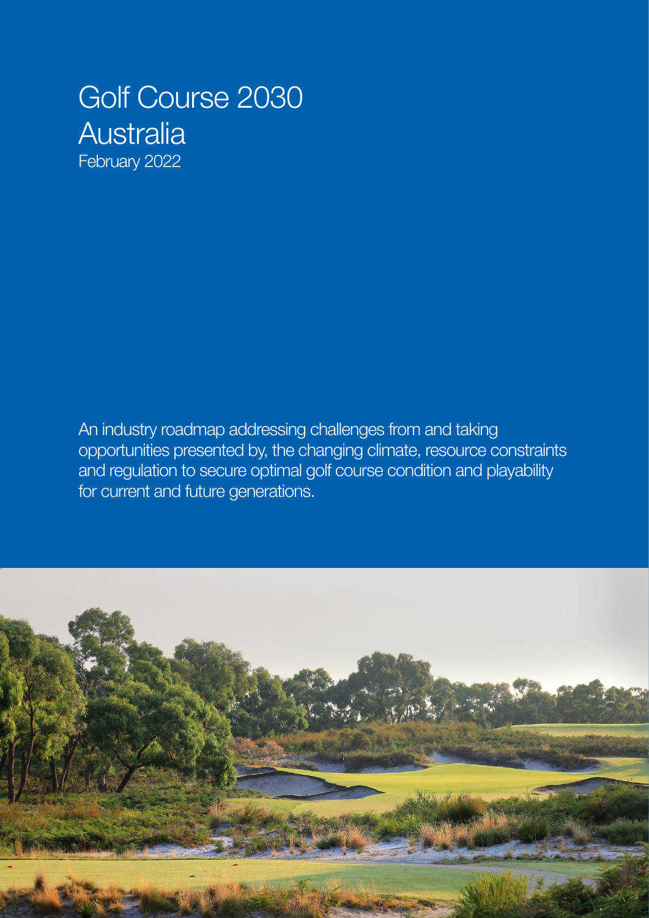# Golf Course 2030 Australia

February 2022

An industry roadmap addressing challenges from and taking opportunities presented by, the changing climate, resource constraints and regulation to secure optimal golf course condition and playability for current and future generations.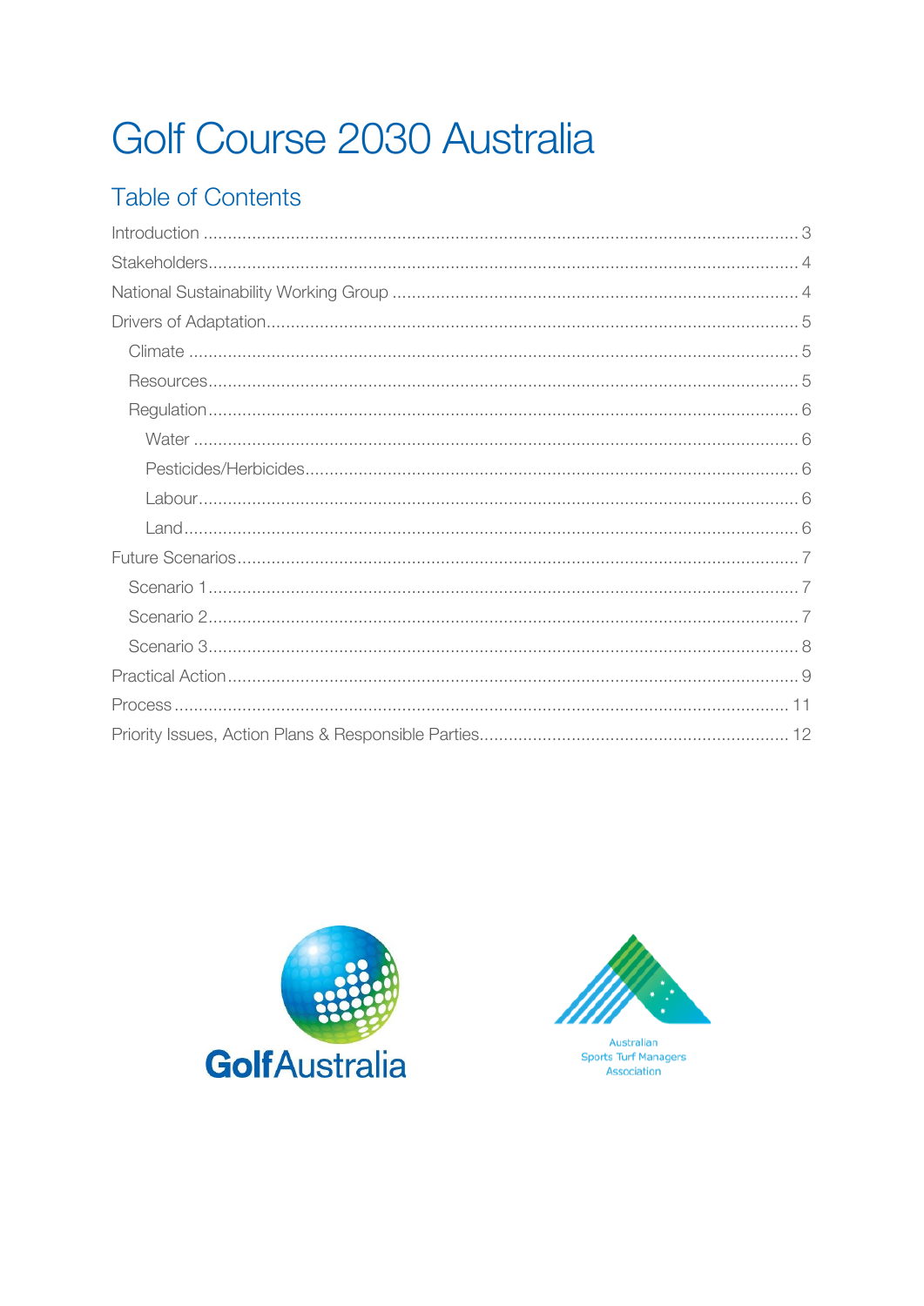# Golf Course 2030 Australia

## Table of Contents

Introduction .......... 3

Stakeholders .......... 4

National Sustainability Working Group .......... 4

Drivers of Adaptation .......... 5

- Climate .......... 5
- Resources .......... 5
- Regulation .......... 6
  - Water .......... 6
  - Pesticides/Herbicides .......... 6
  - Labour .......... 6
  - Land .......... 6

Future Scenarios .......... 7

- Scenario 1 .......... 7
- Scenario 2 .......... 7
- Scenario 3 .......... 8

Practical Action .......... 9

Process .......... 11

Priority Issues, Action Plans & Responsible Parties .......... 12

GolfAustralia

Australian Sports Turf Managers Association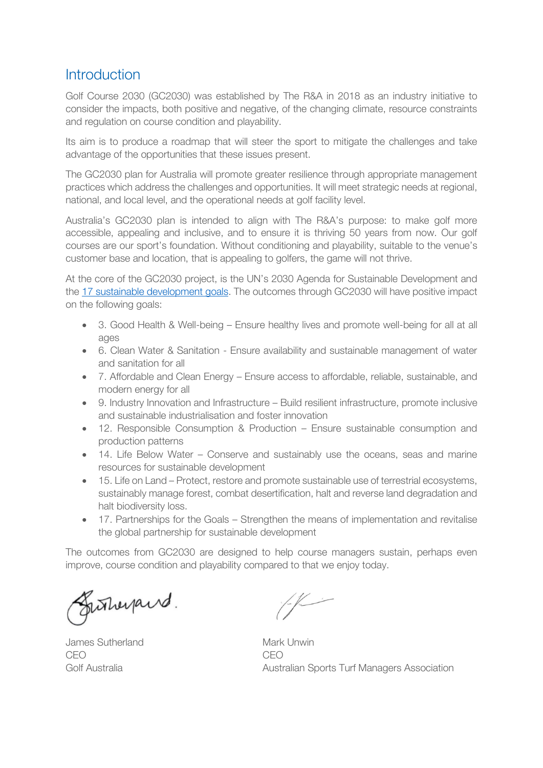## Introduction

Golf Course 2030 (GC2030) was established by The R&A in 2018 as an industry initiative to consider the impacts, both positive and negative, of the changing climate, resource constraints and regulation on course condition and playability.

Its aim is to produce a roadmap that will steer the sport to mitigate the challenges and take advantage of the opportunities that these issues present.

The GC2030 plan for Australia will promote greater resilience through appropriate management practices which address the challenges and opportunities. It will meet strategic needs at regional, national, and local level, and the operational needs at golf facility level.

Australia's GC2030 plan is intended to align with The R&A's purpose: to make golf more accessible, appealing and inclusive, and to ensure it is thriving 50 years from now. Our golf courses are our sport's foundation. Without conditioning and playability, suitable to the venue's customer base and location, that is appealing to golfers, the game will not thrive.

At the core of the GC2030 project, is the UN's 2030 Agenda for Sustainable Development and the 17 sustainable development goals. The outcomes through GC2030 will have positive impact on the following goals:

- 3. Good Health & Well-being – Ensure healthy lives and promote well-being for all at all ages
- 6. Clean Water & Sanitation - Ensure availability and sustainable management of water and sanitation for all
- 7. Affordable and Clean Energy – Ensure access to affordable, reliable, sustainable, and modern energy for all
- 9. Industry Innovation and Infrastructure – Build resilient infrastructure, promote inclusive and sustainable industrialisation and foster innovation
- 12. Responsible Consumption & Production – Ensure sustainable consumption and production patterns
- 14. Life Below Water – Conserve and sustainably use the oceans, seas and marine resources for sustainable development
- 15. Life on Land – Protect, restore and promote sustainable use of terrestrial ecosystems, sustainably manage forest, combat desertification, halt and reverse land degradation and halt biodiversity loss.
- 17. Partnerships for the Goals – Strengthen the means of implementation and revitalise the global partnership for sustainable development

The outcomes from GC2030 are designed to help course managers sustain, perhaps even improve, course condition and playability compared to that we enjoy today.

James Sutherland
CEO
Golf Australia

Mark Unwin
CEO
Australian Sports Turf Managers Association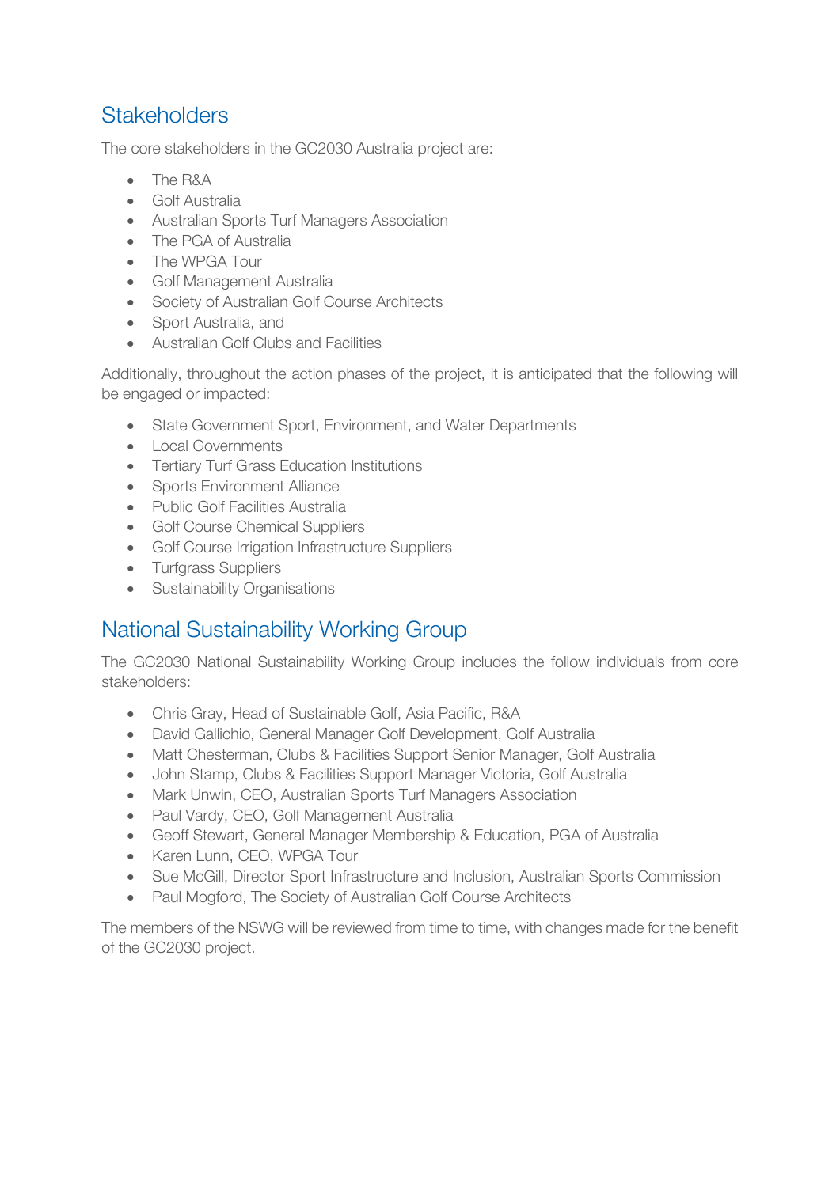## Stakeholders

The core stakeholders in the GC2030 Australia project are:

- The R&A
- Golf Australia
- Australian Sports Turf Managers Association
- The PGA of Australia
- The WPGA Tour
- Golf Management Australia
- Society of Australian Golf Course Architects
- Sport Australia, and
- Australian Golf Clubs and Facilities

Additionally, throughout the action phases of the project, it is anticipated that the following will be engaged or impacted:

- State Government Sport, Environment, and Water Departments
- Local Governments
- Tertiary Turf Grass Education Institutions
- Sports Environment Alliance
- Public Golf Facilities Australia
- Golf Course Chemical Suppliers
- Golf Course Irrigation Infrastructure Suppliers
- Turfgrass Suppliers
- Sustainability Organisations

## National Sustainability Working Group

The GC2030 National Sustainability Working Group includes the follow individuals from core stakeholders:

- Chris Gray, Head of Sustainable Golf, Asia Pacific, R&A
- David Gallichio, General Manager Golf Development, Golf Australia
- Matt Chesterman, Clubs & Facilities Support Senior Manager, Golf Australia
- John Stamp, Clubs & Facilities Support Manager Victoria, Golf Australia
- Mark Unwin, CEO, Australian Sports Turf Managers Association
- Paul Vardy, CEO, Golf Management Australia
- Geoff Stewart, General Manager Membership & Education, PGA of Australia
- Karen Lunn, CEO, WPGA Tour
- Sue McGill, Director Sport Infrastructure and Inclusion, Australian Sports Commission
- Paul Mogford, The Society of Australian Golf Course Architects

The members of the NSWG will be reviewed from time to time, with changes made for the benefit of the GC2030 project.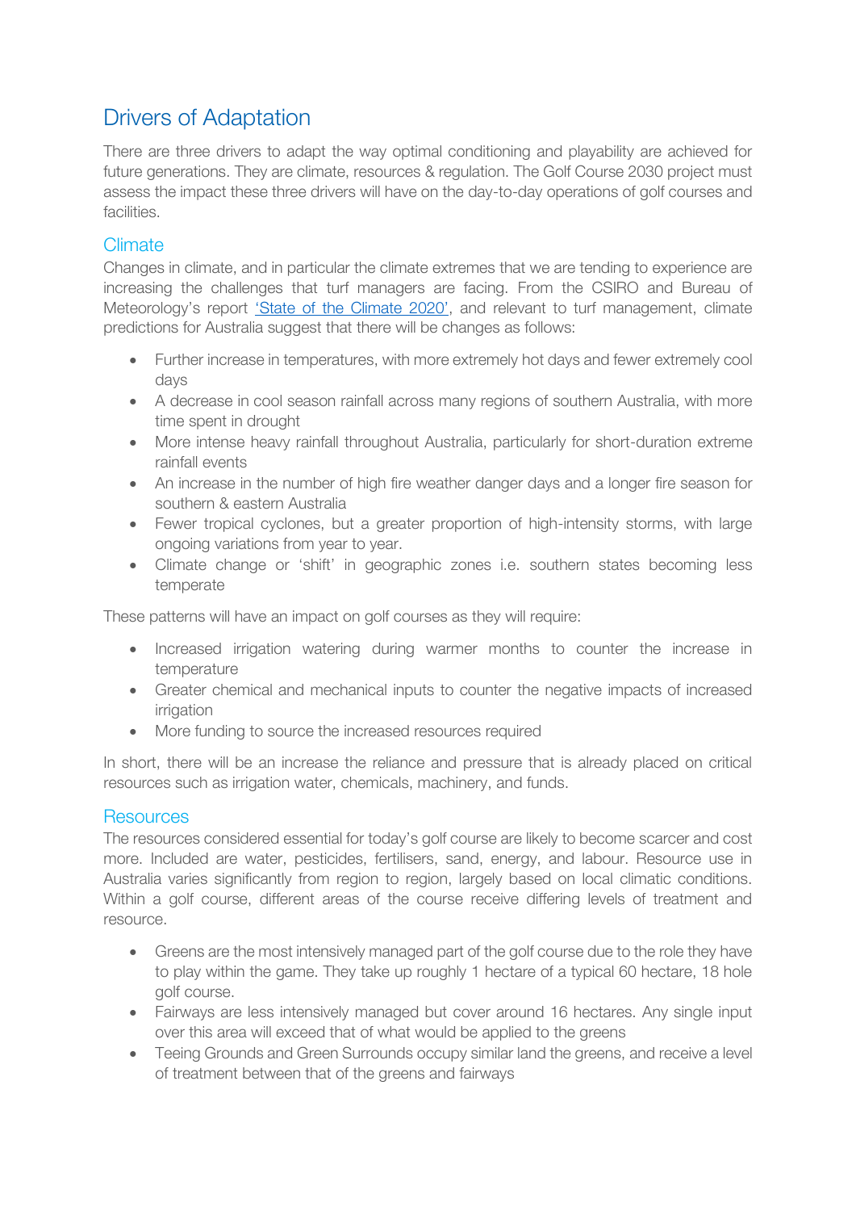# Drivers of Adaptation

There are three drivers to adapt the way optimal conditioning and playability are achieved for future generations. They are climate, resources & regulation. The Golf Course 2030 project must assess the impact these three drivers will have on the day-to-day operations of golf courses and facilities.

## Climate

Changes in climate, and in particular the climate extremes that we are tending to experience are increasing the challenges that turf managers are facing. From the CSIRO and Bureau of Meteorology's report 'State of the Climate 2020', and relevant to turf management, climate predictions for Australia suggest that there will be changes as follows:

- Further increase in temperatures, with more extremely hot days and fewer extremely cool days
- A decrease in cool season rainfall across many regions of southern Australia, with more time spent in drought
- More intense heavy rainfall throughout Australia, particularly for short-duration extreme rainfall events
- An increase in the number of high fire weather danger days and a longer fire season for southern & eastern Australia
- Fewer tropical cyclones, but a greater proportion of high-intensity storms, with large ongoing variations from year to year.
- Climate change or 'shift' in geographic zones i.e. southern states becoming less temperate

These patterns will have an impact on golf courses as they will require:

- Increased irrigation watering during warmer months to counter the increase in temperature
- Greater chemical and mechanical inputs to counter the negative impacts of increased irrigation
- More funding to source the increased resources required

In short, there will be an increase the reliance and pressure that is already placed on critical resources such as irrigation water, chemicals, machinery, and funds.

## Resources

The resources considered essential for today's golf course are likely to become scarcer and cost more. Included are water, pesticides, fertilisers, sand, energy, and labour. Resource use in Australia varies significantly from region to region, largely based on local climatic conditions. Within a golf course, different areas of the course receive differing levels of treatment and resource.

- Greens are the most intensively managed part of the golf course due to the role they have to play within the game. They take up roughly 1 hectare of a typical 60 hectare, 18 hole golf course.
- Fairways are less intensively managed but cover around 16 hectares. Any single input over this area will exceed that of what would be applied to the greens
- Teeing Grounds and Green Surrounds occupy similar land the greens, and receive a level of treatment between that of the greens and fairways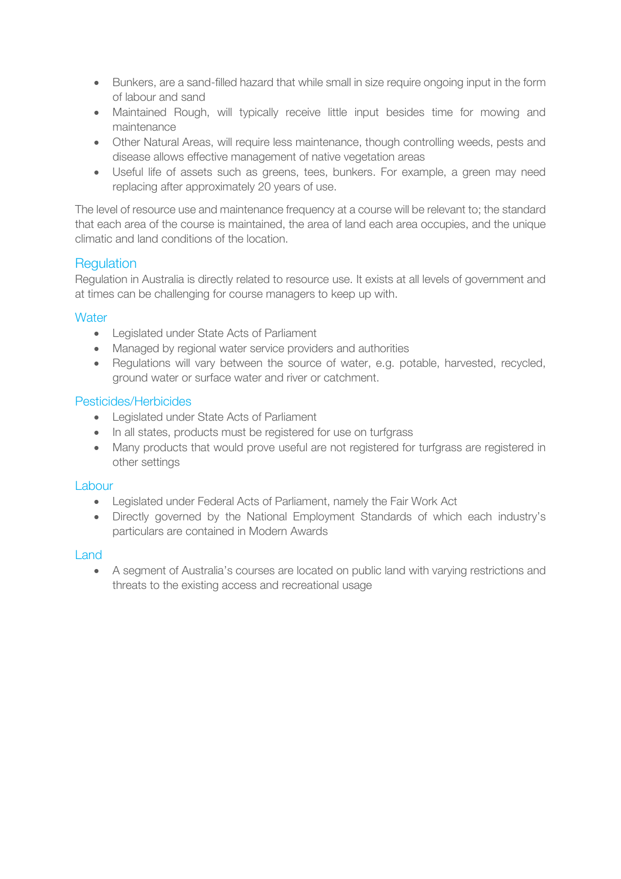- Bunkers, are a sand-filled hazard that while small in size require ongoing input in the form of labour and sand
- Maintained Rough, will typically receive little input besides time for mowing and maintenance
- Other Natural Areas, will require less maintenance, though controlling weeds, pests and disease allows effective management of native vegetation areas
- Useful life of assets such as greens, tees, bunkers. For example, a green may need replacing after approximately 20 years of use.

The level of resource use and maintenance frequency at a course will be relevant to; the standard that each area of the course is maintained, the area of land each area occupies, and the unique climatic and land conditions of the location.

## Regulation

Regulation in Australia is directly related to resource use. It exists at all levels of government and at times can be challenging for course managers to keep up with.

### Water

- Legislated under State Acts of Parliament
- Managed by regional water service providers and authorities
- Regulations will vary between the source of water, e.g. potable, harvested, recycled, ground water or surface water and river or catchment.

### Pesticides/Herbicides

- Legislated under State Acts of Parliament
- In all states, products must be registered for use on turfgrass
- Many products that would prove useful are not registered for turfgrass are registered in other settings

### Labour

- Legislated under Federal Acts of Parliament, namely the Fair Work Act
- Directly governed by the National Employment Standards of which each industry's particulars are contained in Modern Awards

### Land

- A segment of Australia's courses are located on public land with varying restrictions and threats to the existing access and recreational usage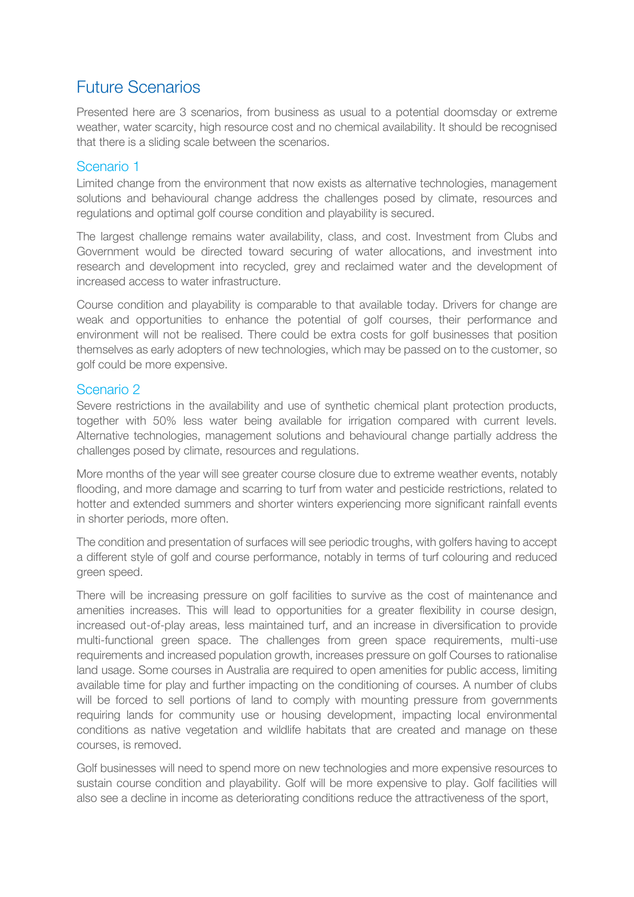# Future Scenarios

Presented here are 3 scenarios, from business as usual to a potential doomsday or extreme weather, water scarcity, high resource cost and no chemical availability. It should be recognised that there is a sliding scale between the scenarios.

## Scenario 1

Limited change from the environment that now exists as alternative technologies, management solutions and behavioural change address the challenges posed by climate, resources and regulations and optimal golf course condition and playability is secured.

The largest challenge remains water availability, class, and cost. Investment from Clubs and Government would be directed toward securing of water allocations, and investment into research and development into recycled, grey and reclaimed water and the development of increased access to water infrastructure.

Course condition and playability is comparable to that available today. Drivers for change are weak and opportunities to enhance the potential of golf courses, their performance and environment will not be realised. There could be extra costs for golf businesses that position themselves as early adopters of new technologies, which may be passed on to the customer, so golf could be more expensive.

## Scenario 2

Severe restrictions in the availability and use of synthetic chemical plant protection products, together with 50% less water being available for irrigation compared with current levels. Alternative technologies, management solutions and behavioural change partially address the challenges posed by climate, resources and regulations.

More months of the year will see greater course closure due to extreme weather events, notably flooding, and more damage and scarring to turf from water and pesticide restrictions, related to hotter and extended summers and shorter winters experiencing more significant rainfall events in shorter periods, more often.

The condition and presentation of surfaces will see periodic troughs, with golfers having to accept a different style of golf and course performance, notably in terms of turf colouring and reduced green speed.

There will be increasing pressure on golf facilities to survive as the cost of maintenance and amenities increases. This will lead to opportunities for a greater flexibility in course design, increased out-of-play areas, less maintained turf, and an increase in diversification to provide multi-functional green space. The challenges from green space requirements, multi-use requirements and increased population growth, increases pressure on golf Courses to rationalise land usage. Some courses in Australia are required to open amenities for public access, limiting available time for play and further impacting on the conditioning of courses. A number of clubs will be forced to sell portions of land to comply with mounting pressure from governments requiring lands for community use or housing development, impacting local environmental conditions as native vegetation and wildlife habitats that are created and manage on these courses, is removed.

Golf businesses will need to spend more on new technologies and more expensive resources to sustain course condition and playability. Golf will be more expensive to play. Golf facilities will also see a decline in income as deteriorating conditions reduce the attractiveness of the sport,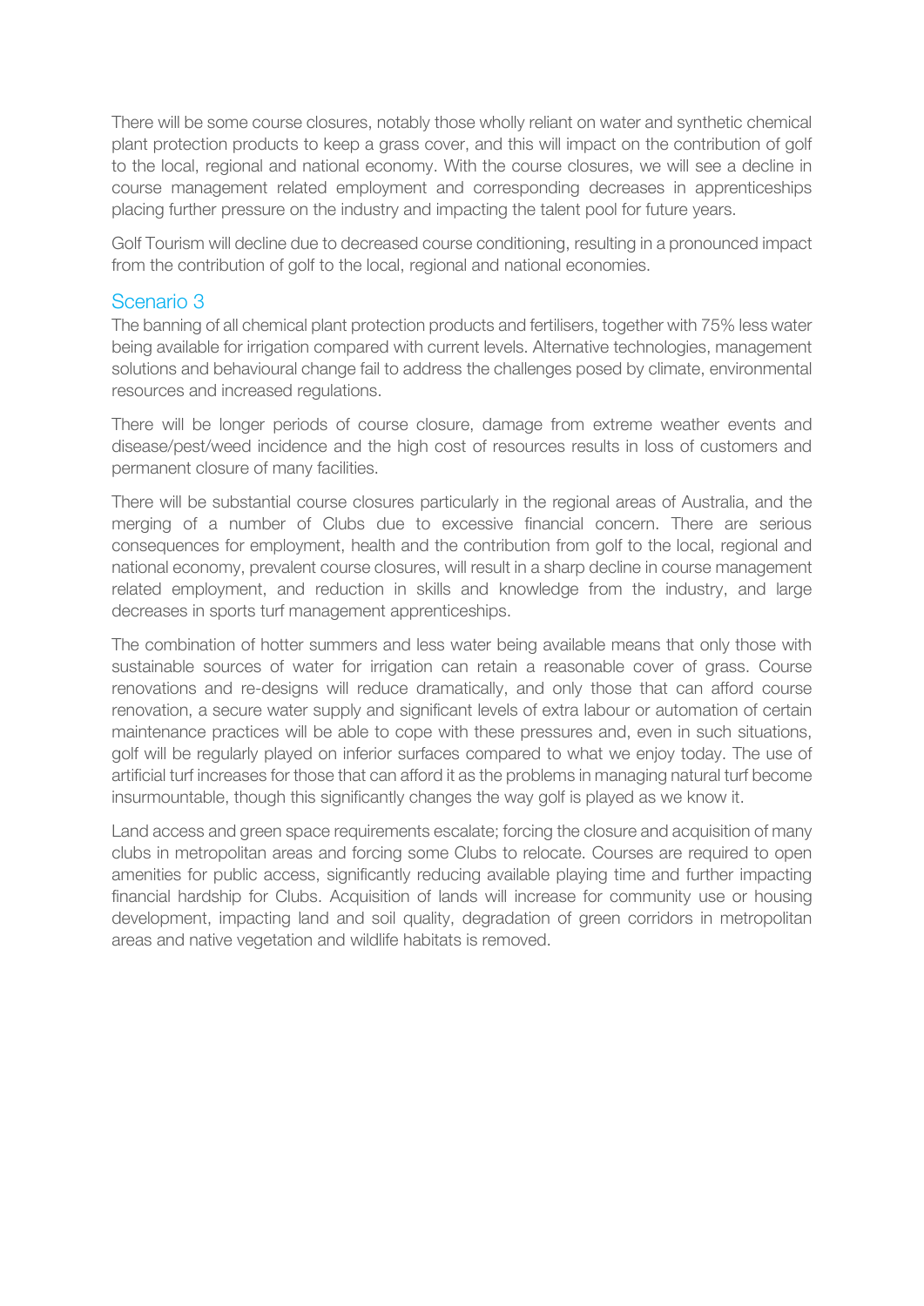There will be some course closures, notably those wholly reliant on water and synthetic chemical plant protection products to keep a grass cover, and this will impact on the contribution of golf to the local, regional and national economy. With the course closures, we will see a decline in course management related employment and corresponding decreases in apprenticeships placing further pressure on the industry and impacting the talent pool for future years.

Golf Tourism will decline due to decreased course conditioning, resulting in a pronounced impact from the contribution of golf to the local, regional and national economies.

## Scenario 3

The banning of all chemical plant protection products and fertilisers, together with 75% less water being available for irrigation compared with current levels. Alternative technologies, management solutions and behavioural change fail to address the challenges posed by climate, environmental resources and increased regulations.

There will be longer periods of course closure, damage from extreme weather events and disease/pest/weed incidence and the high cost of resources results in loss of customers and permanent closure of many facilities.

There will be substantial course closures particularly in the regional areas of Australia, and the merging of a number of Clubs due to excessive financial concern. There are serious consequences for employment, health and the contribution from golf to the local, regional and national economy, prevalent course closures, will result in a sharp decline in course management related employment, and reduction in skills and knowledge from the industry, and large decreases in sports turf management apprenticeships.

The combination of hotter summers and less water being available means that only those with sustainable sources of water for irrigation can retain a reasonable cover of grass. Course renovations and re-designs will reduce dramatically, and only those that can afford course renovation, a secure water supply and significant levels of extra labour or automation of certain maintenance practices will be able to cope with these pressures and, even in such situations, golf will be regularly played on inferior surfaces compared to what we enjoy today. The use of artificial turf increases for those that can afford it as the problems in managing natural turf become insurmountable, though this significantly changes the way golf is played as we know it.

Land access and green space requirements escalate; forcing the closure and acquisition of many clubs in metropolitan areas and forcing some Clubs to relocate. Courses are required to open amenities for public access, significantly reducing available playing time and further impacting financial hardship for Clubs. Acquisition of lands will increase for community use or housing development, impacting land and soil quality, degradation of green corridors in metropolitan areas and native vegetation and wildlife habitats is removed.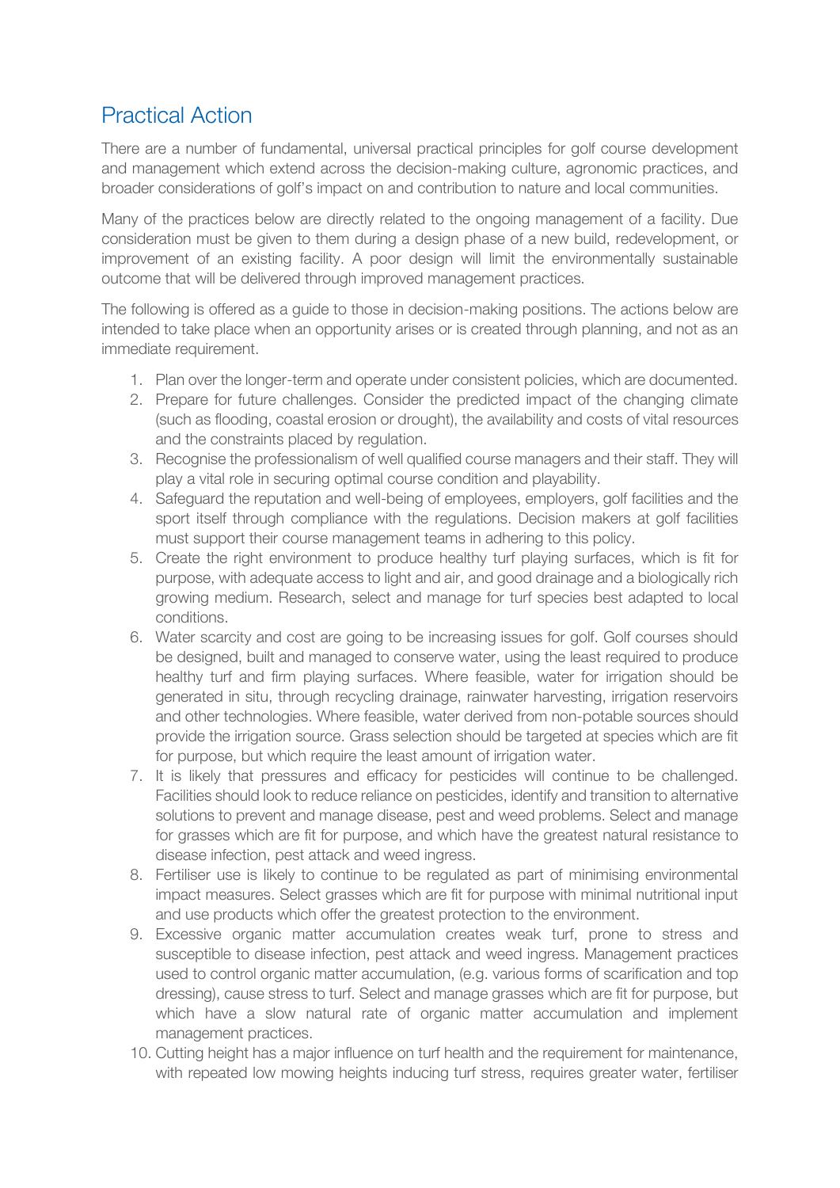## Practical Action

There are a number of fundamental, universal practical principles for golf course development and management which extend across the decision-making culture, agronomic practices, and broader considerations of golf's impact on and contribution to nature and local communities.

Many of the practices below are directly related to the ongoing management of a facility. Due consideration must be given to them during a design phase of a new build, redevelopment, or improvement of an existing facility. A poor design will limit the environmentally sustainable outcome that will be delivered through improved management practices.

The following is offered as a guide to those in decision-making positions. The actions below are intended to take place when an opportunity arises or is created through planning, and not as an immediate requirement.

1. Plan over the longer-term and operate under consistent policies, which are documented.
2. Prepare for future challenges. Consider the predicted impact of the changing climate (such as flooding, coastal erosion or drought), the availability and costs of vital resources and the constraints placed by regulation.
3. Recognise the professionalism of well qualified course managers and their staff. They will play a vital role in securing optimal course condition and playability.
4. Safeguard the reputation and well-being of employees, employers, golf facilities and the sport itself through compliance with the regulations. Decision makers at golf facilities must support their course management teams in adhering to this policy.
5. Create the right environment to produce healthy turf playing surfaces, which is fit for purpose, with adequate access to light and air, and good drainage and a biologically rich growing medium. Research, select and manage for turf species best adapted to local conditions.
6. Water scarcity and cost are going to be increasing issues for golf. Golf courses should be designed, built and managed to conserve water, using the least required to produce healthy turf and firm playing surfaces. Where feasible, water for irrigation should be generated in situ, through recycling drainage, rainwater harvesting, irrigation reservoirs and other technologies. Where feasible, water derived from non-potable sources should provide the irrigation source. Grass selection should be targeted at species which are fit for purpose, but which require the least amount of irrigation water.
7. It is likely that pressures and efficacy for pesticides will continue to be challenged. Facilities should look to reduce reliance on pesticides, identify and transition to alternative solutions to prevent and manage disease, pest and weed problems. Select and manage for grasses which are fit for purpose, and which have the greatest natural resistance to disease infection, pest attack and weed ingress.
8. Fertiliser use is likely to continue to be regulated as part of minimising environmental impact measures. Select grasses which are fit for purpose with minimal nutritional input and use products which offer the greatest protection to the environment.
9. Excessive organic matter accumulation creates weak turf, prone to stress and susceptible to disease infection, pest attack and weed ingress. Management practices used to control organic matter accumulation, (e.g. various forms of scarification and top dressing), cause stress to turf. Select and manage grasses which are fit for purpose, but which have a slow natural rate of organic matter accumulation and implement management practices.
10. Cutting height has a major influence on turf health and the requirement for maintenance, with repeated low mowing heights inducing turf stress, requires greater water, fertiliser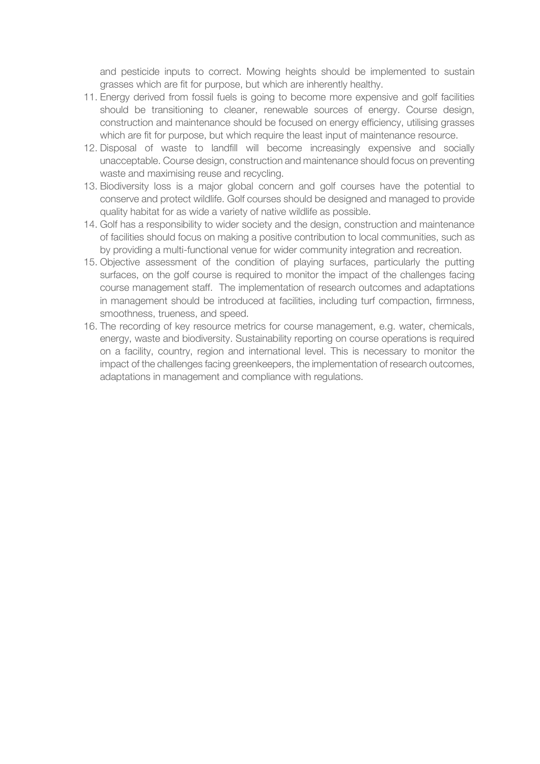and pesticide inputs to correct. Mowing heights should be implemented to sustain grasses which are fit for purpose, but which are inherently healthy.

11. Energy derived from fossil fuels is going to become more expensive and golf facilities should be transitioning to cleaner, renewable sources of energy. Course design, construction and maintenance should be focused on energy efficiency, utilising grasses which are fit for purpose, but which require the least input of maintenance resource.
12. Disposal of waste to landfill will become increasingly expensive and socially unacceptable. Course design, construction and maintenance should focus on preventing waste and maximising reuse and recycling.
13. Biodiversity loss is a major global concern and golf courses have the potential to conserve and protect wildlife. Golf courses should be designed and managed to provide quality habitat for as wide a variety of native wildlife as possible.
14. Golf has a responsibility to wider society and the design, construction and maintenance of facilities should focus on making a positive contribution to local communities, such as by providing a multi-functional venue for wider community integration and recreation.
15. Objective assessment of the condition of playing surfaces, particularly the putting surfaces, on the golf course is required to monitor the impact of the challenges facing course management staff. The implementation of research outcomes and adaptations in management should be introduced at facilities, including turf compaction, firmness, smoothness, trueness, and speed.
16. The recording of key resource metrics for course management, e.g. water, chemicals, energy, waste and biodiversity. Sustainability reporting on course operations is required on a facility, country, region and international level. This is necessary to monitor the impact of the challenges facing greenkeepers, the implementation of research outcomes, adaptations in management and compliance with regulations.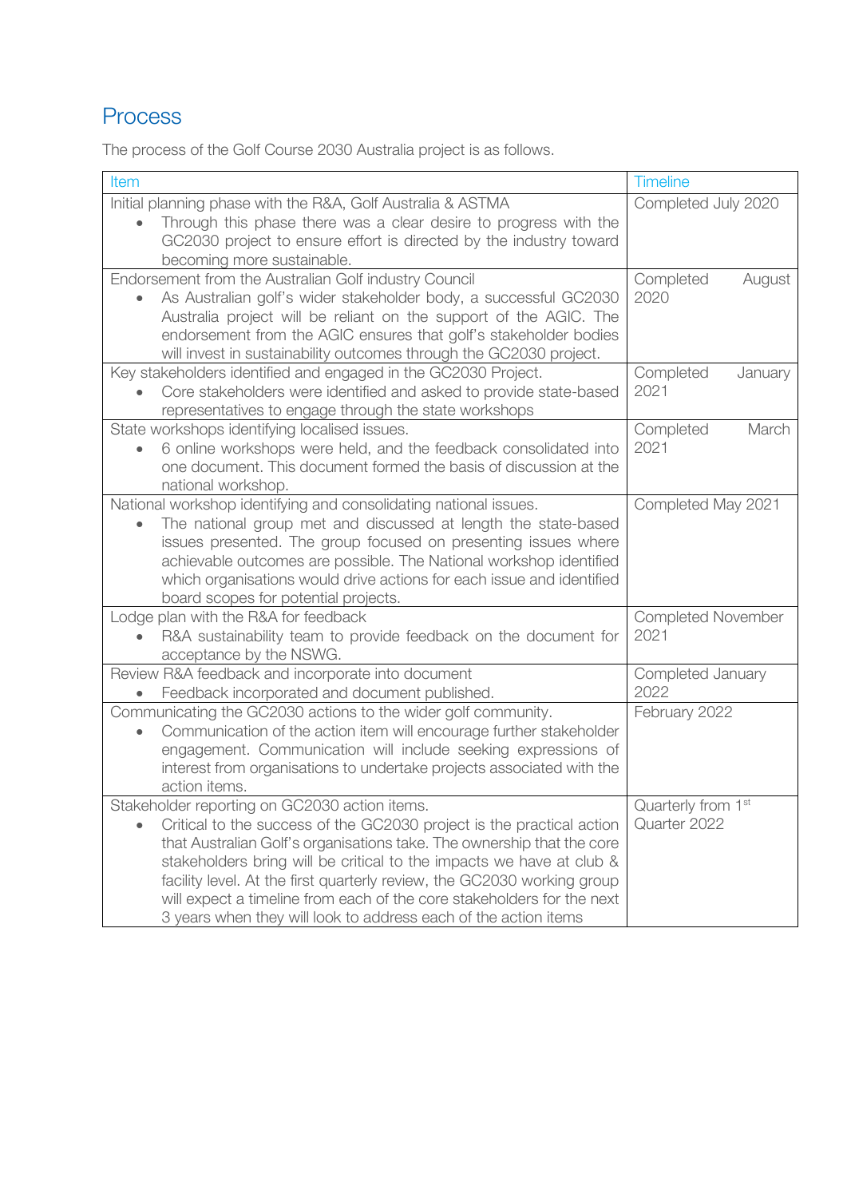## Process

The process of the Golf Course 2030 Australia project is as follows.

| Item | Timeline |
| --- | --- |
| Initial planning phase with the R&A, Golf Australia & ASTMA<br>• Through this phase there was a clear desire to progress with the GC2030 project to ensure effort is directed by the industry toward becoming more sustainable. | Completed July 2020 |
| Endorsement from the Australian Golf industry Council<br>• As Australian golf's wider stakeholder body, a successful GC2030 Australia project will be reliant on the support of the AGIC. The endorsement from the AGIC ensures that golf's stakeholder bodies will invest in sustainability outcomes through the GC2030 project. | Completed August 2020 |
| Key stakeholders identified and engaged in the GC2030 Project.<br>• Core stakeholders were identified and asked to provide state-based representatives to engage through the state workshops | Completed January 2021 |
| State workshops identifying localised issues.<br>• 6 online workshops were held, and the feedback consolidated into one document. This document formed the basis of discussion at the national workshop. | Completed March 2021 |
| National workshop identifying and consolidating national issues.<br>• The national group met and discussed at length the state-based issues presented. The group focused on presenting issues where achievable outcomes are possible. The National workshop identified which organisations would drive actions for each issue and identified board scopes for potential projects. | Completed May 2021 |
| Lodge plan with the R&A for feedback<br>• R&A sustainability team to provide feedback on the document for acceptance by the NSWG. | Completed November 2021 |
| Review R&A feedback and incorporate into document<br>• Feedback incorporated and document published. | Completed January 2022 |
| Communicating the GC2030 actions to the wider golf community.<br>• Communication of the action item will encourage further stakeholder engagement. Communication will include seeking expressions of interest from organisations to undertake projects associated with the action items. | February 2022 |
| Stakeholder reporting on GC2030 action items.<br>• Critical to the success of the GC2030 project is the practical action that Australian Golf's organisations take. The ownership that the core stakeholders bring will be critical to the impacts we have at club & facility level. At the first quarterly review, the GC2030 working group will expect a timeline from each of the core stakeholders for the next 3 years when they will look to address each of the action items | Quarterly from 1st Quarter 2022 |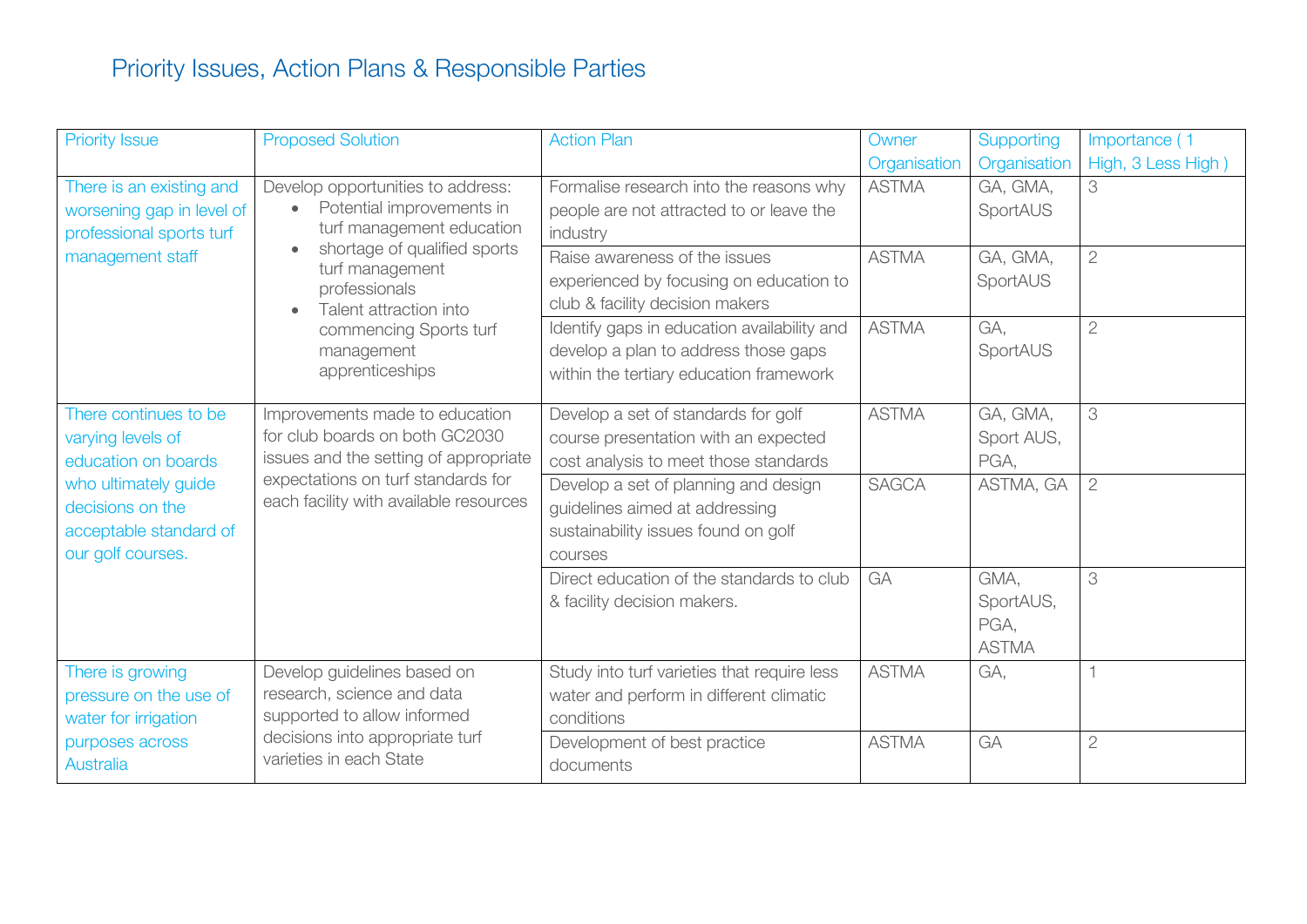# Priority Issues, Action Plans & Responsible Parties

| Priority Issue | Proposed Solution | Action Plan | Owner Organisation | Supporting Organisation | Importance ( 1 High, 3 Less High ) |
|---|---|---|---|---|---|
| There is an existing and worsening gap in level of professional sports turf management staff | Develop opportunities to address: • Potential improvements in turf management education • shortage of qualified sports turf management professionals • Talent attraction into commencing Sports turf management apprenticeships | Formalise research into the reasons why people are not attracted to or leave the industry | ASTMA | GA, GMA, SportAUS | 3 |
| | | Raise awareness of the issues experienced by focusing on education to club & facility decision makers | ASTMA | GA, GMA, SportAUS | 2 |
| | | Identify gaps in education availability and develop a plan to address those gaps within the tertiary education framework | ASTMA | GA, SportAUS | 2 |
| There continues to be varying levels of education on boards who ultimately guide decisions on the acceptable standard of our golf courses. | Improvements made to education for club boards on both GC2030 issues and the setting of appropriate expectations on turf standards for each facility with available resources | Develop a set of standards for golf course presentation with an expected cost analysis to meet those standards | ASTMA | GA, GMA, Sport AUS, PGA, | 3 |
| | | Develop a set of planning and design guidelines aimed at addressing sustainability issues found on golf courses | SAGCA | ASTMA, GA | 2 |
| | | Direct education of the standards to club & facility decision makers. | GA | GMA, SportAUS, PGA, ASTMA | 3 |
| There is growing pressure on the use of water for irrigation purposes across Australia | Develop guidelines based on research, science and data supported to allow informed decisions into appropriate turf varieties in each State | Study into turf varieties that require less water and perform in different climatic conditions | ASTMA | GA, | 1 |
| | | Development of best practice documents | ASTMA | GA | 2 |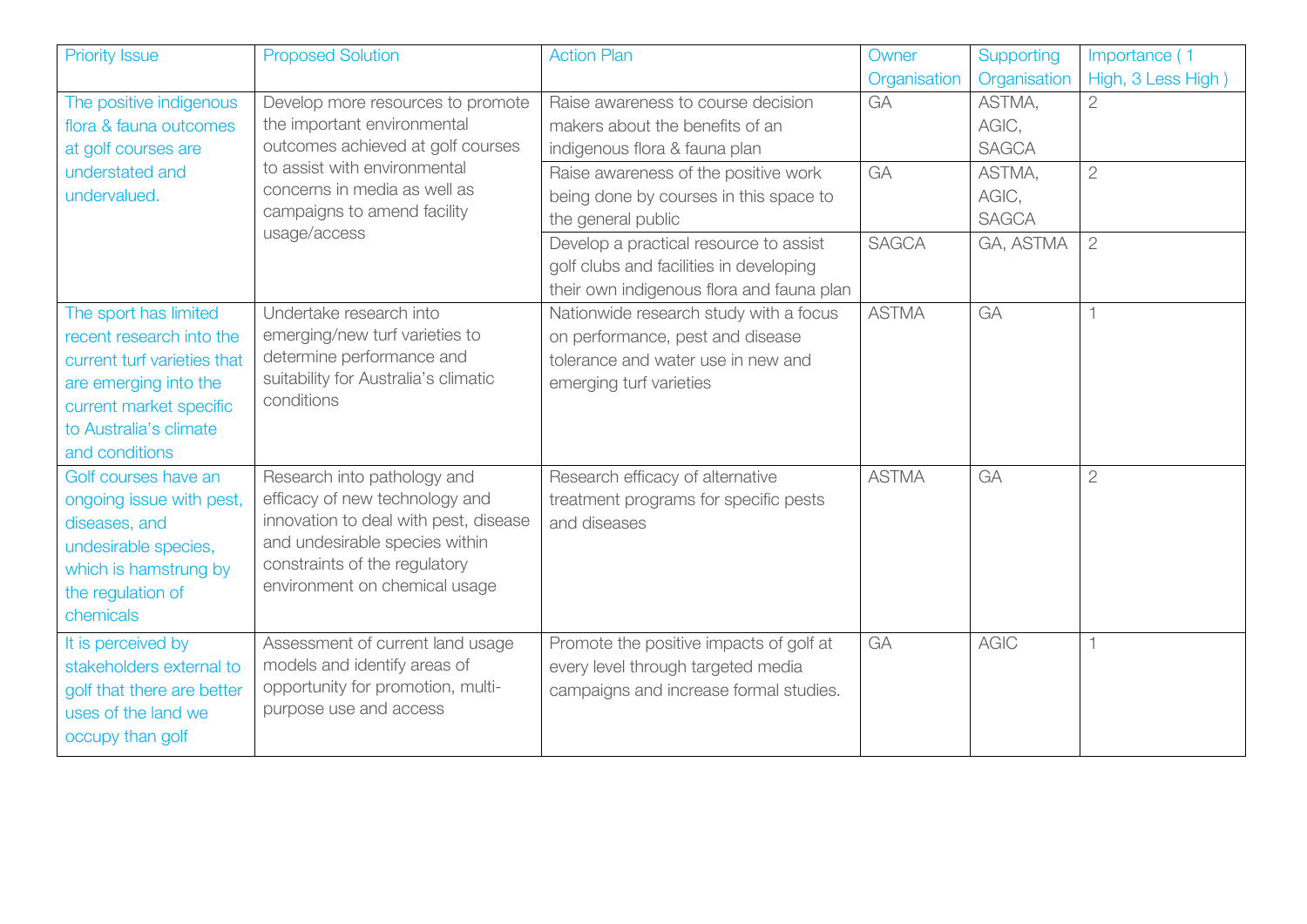| Priority Issue | Proposed Solution | Action Plan | Owner Organisation | Supporting Organisation | Importance ( 1 High, 3 Less High ) |
|---|---|---|---|---|---|
| The positive indigenous flora & fauna outcomes at golf courses are understated and undervalued. | Develop more resources to promote the important environmental outcomes achieved at golf courses to assist with environmental concerns in media as well as campaigns to amend facility usage/access | Raise awareness to course decision makers about the benefits of an indigenous flora & fauna plan | GA | ASTMA, AGIC, SAGCA | 2 |
| | | Raise awareness of the positive work being done by courses in this space to the general public | GA | ASTMA, AGIC, SAGCA | 2 |
| | | Develop a practical resource to assist golf clubs and facilities in developing their own indigenous flora and fauna plan | SAGCA | GA, ASTMA | 2 |
| The sport has limited recent research into the current turf varieties that are emerging into the current market specific to Australia's climate and conditions | Undertake research into emerging/new turf varieties to determine performance and suitability for Australia's climatic conditions | Nationwide research study with a focus on performance, pest and disease tolerance and water use in new and emerging turf varieties | ASTMA | GA | 1 |
| Golf courses have an ongoing issue with pest, diseases, and undesirable species, which is hamstrung by the regulation of chemicals | Research into pathology and efficacy of new technology and innovation to deal with pest, disease and undesirable species within constraints of the regulatory environment on chemical usage | Research efficacy of alternative treatment programs for specific pests and diseases | ASTMA | GA | 2 |
| It is perceived by stakeholders external to golf that there are better uses of the land we occupy than golf | Assessment of current land usage models and identify areas of opportunity for promotion, multi-purpose use and access | Promote the positive impacts of golf at every level through targeted media campaigns and increase formal studies. | GA | AGIC | 1 |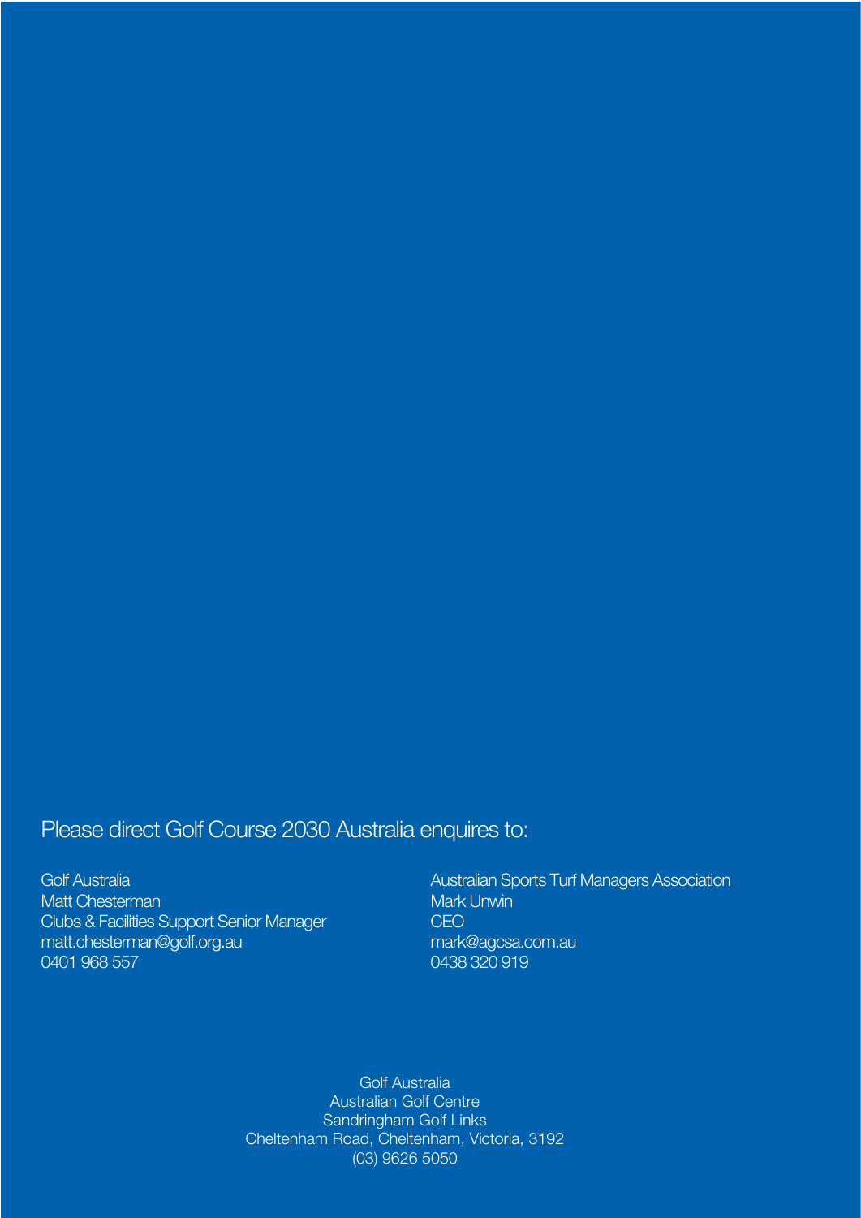Please direct Golf Course 2030 Australia enquires to:

Golf Australia
Matt Chesterman
Clubs & Facilities Support Senior Manager
matt.chesterman@golf.org.au
0401 968 557

Australian Sports Turf Managers Association
Mark Unwin
CEO
mark@agcsa.com.au
0438 320 919

Golf Australia
Australian Golf Centre
Sandringham Golf Links
Cheltenham Road, Cheltenham, Victoria, 3192
(03) 9626 5050